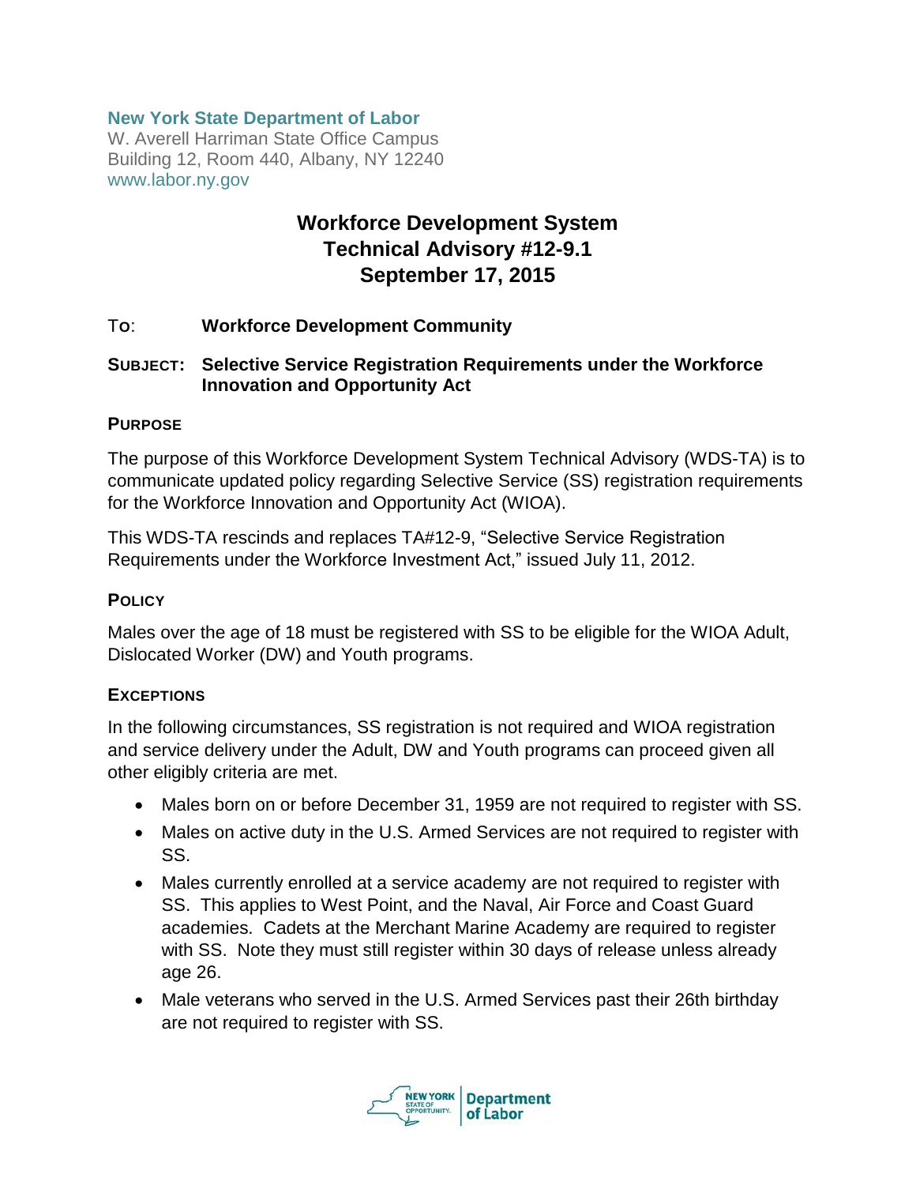**New York State Department of Labor**
W. Averell Harriman State Office Campus
Building 12, Room 440, Albany, NY 12240
www.labor.ny.gov

# Workforce Development System Technical Advisory #12-9.1 September 17, 2015

**To:** **Workforce Development Community**

**SUBJECT:** **Selective Service Registration Requirements under the Workforce Innovation and Opportunity Act**

## PURPOSE

The purpose of this Workforce Development System Technical Advisory (WDS-TA) is to communicate updated policy regarding Selective Service (SS) registration requirements for the Workforce Innovation and Opportunity Act (WIOA).

This WDS-TA rescinds and replaces TA#12-9, "Selective Service Registration Requirements under the Workforce Investment Act," issued July 11, 2012.

## POLICY

Males over the age of 18 must be registered with SS to be eligible for the WIOA Adult, Dislocated Worker (DW) and Youth programs.

## EXCEPTIONS

In the following circumstances, SS registration is not required and WIOA registration and service delivery under the Adult, DW and Youth programs can proceed given all other eligibly criteria are met.

- Males born on or before December 31, 1959 are not required to register with SS.
- Males on active duty in the U.S. Armed Services are not required to register with SS.
- Males currently enrolled at a service academy are not required to register with SS. This applies to West Point, and the Naval, Air Force and Coast Guard academies. Cadets at the Merchant Marine Academy are required to register with SS. Note they must still register within 30 days of release unless already age 26.
- Male veterans who served in the U.S. Armed Services past their 26th birthday are not required to register with SS.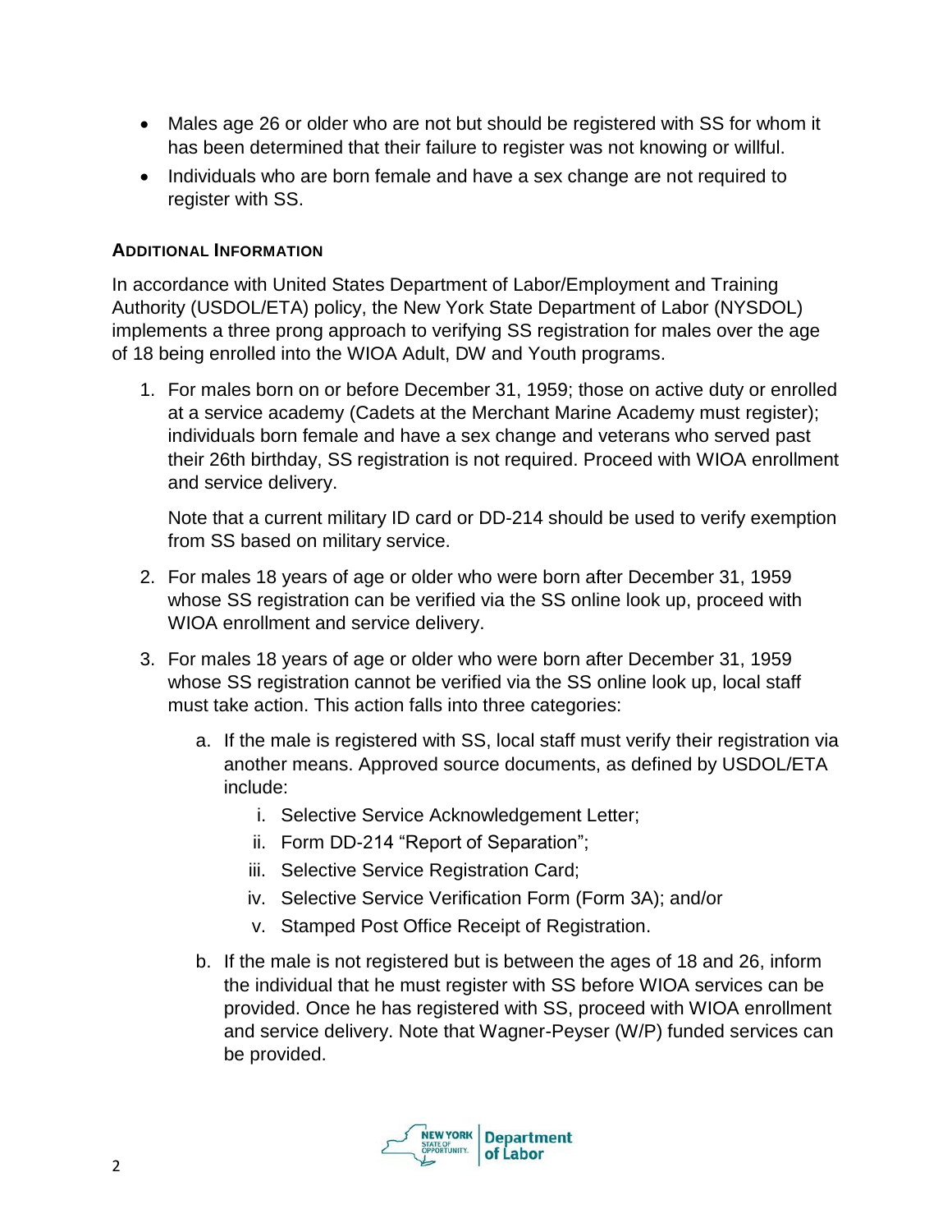- Males age 26 or older who are not but should be registered with SS for whom it has been determined that their failure to register was not knowing or willful.
- Individuals who are born female and have a sex change are not required to register with SS.

### ADDITIONAL INFORMATION

In accordance with United States Department of Labor/Employment and Training Authority (USDOL/ETA) policy, the New York State Department of Labor (NYSDOL) implements a three prong approach to verifying SS registration for males over the age of 18 being enrolled into the WIOA Adult, DW and Youth programs.

1. For males born on or before December 31, 1959; those on active duty or enrolled at a service academy (Cadets at the Merchant Marine Academy must register); individuals born female and have a sex change and veterans who served past their 26th birthday, SS registration is not required. Proceed with WIOA enrollment and service delivery.

   Note that a current military ID card or DD-214 should be used to verify exemption from SS based on military service.

2. For males 18 years of age or older who were born after December 31, 1959 whose SS registration can be verified via the SS online look up, proceed with WIOA enrollment and service delivery.

3. For males 18 years of age or older who were born after December 31, 1959 whose SS registration cannot be verified via the SS online look up, local staff must take action. This action falls into three categories:

   a. If the male is registered with SS, local staff must verify their registration via another means. Approved source documents, as defined by USDOL/ETA include:

      i. Selective Service Acknowledgement Letter;
      ii. Form DD-214 "Report of Separation";
      iii. Selective Service Registration Card;
      iv. Selective Service Verification Form (Form 3A); and/or
      v. Stamped Post Office Receipt of Registration.

   b. If the male is not registered but is between the ages of 18 and 26, inform the individual that he must register with SS before WIOA services can be provided. Once he has registered with SS, proceed with WIOA enrollment and service delivery. Note that Wagner-Peyser (W/P) funded services can be provided.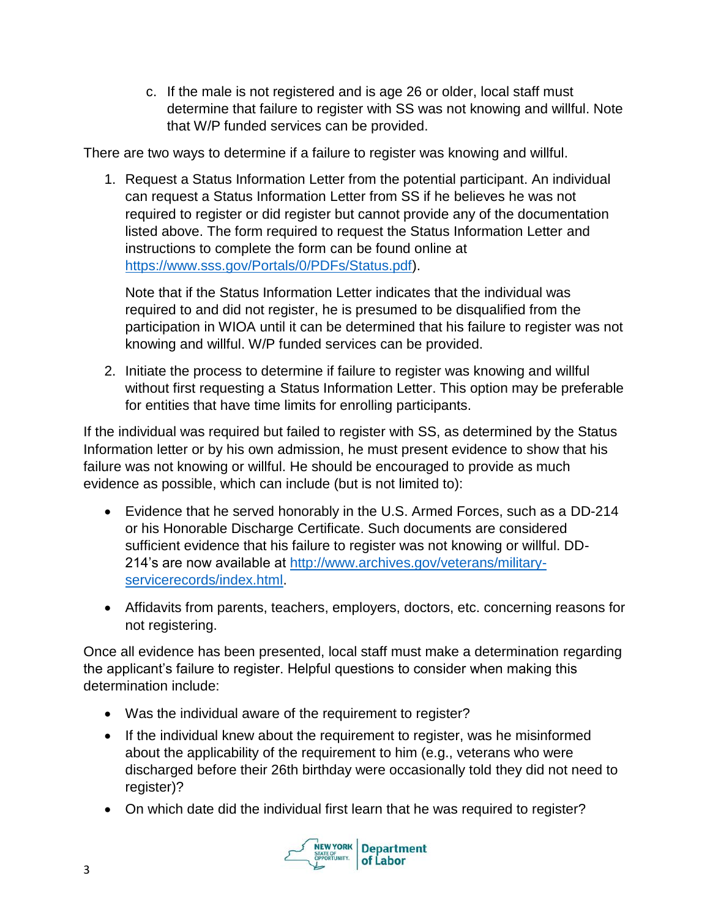c. If the male is not registered and is age 26 or older, local staff must determine that failure to register with SS was not knowing and willful. Note that W/P funded services can be provided.

There are two ways to determine if a failure to register was knowing and willful.

1. Request a Status Information Letter from the potential participant. An individual can request a Status Information Letter from SS if he believes he was not required to register or did register but cannot provide any of the documentation listed above. The form required to request the Status Information Letter and instructions to complete the form can be found online at [https://www.sss.gov/Portals/0/PDFs/Status.pdf](https://www.sss.gov/Portals/0/PDFs/Status.pdf)).

   Note that if the Status Information Letter indicates that the individual was required to and did not register, he is presumed to be disqualified from the participation in WIOA until it can be determined that his failure to register was not knowing and willful. W/P funded services can be provided.

2. Initiate the process to determine if failure to register was knowing and willful without first requesting a Status Information Letter. This option may be preferable for entities that have time limits for enrolling participants.

If the individual was required but failed to register with SS, as determined by the Status Information letter or by his own admission, he must present evidence to show that his failure was not knowing or willful. He should be encouraged to provide as much evidence as possible, which can include (but is not limited to):

- Evidence that he served honorably in the U.S. Armed Forces, such as a DD-214 or his Honorable Discharge Certificate. Such documents are considered sufficient evidence that his failure to register was not knowing or willful. DD-214's are now available at [http://www.archives.gov/veterans/military-servicerecords/index.html](http://www.archives.gov/veterans/military-servicerecords/index.html).
- Affidavits from parents, teachers, employers, doctors, etc. concerning reasons for not registering.

Once all evidence has been presented, local staff must make a determination regarding the applicant's failure to register. Helpful questions to consider when making this determination include:

- Was the individual aware of the requirement to register?
- If the individual knew about the requirement to register, was he misinformed about the applicability of the requirement to him (e.g., veterans who were discharged before their 26th birthday were occasionally told they did not need to register)?
- On which date did the individual first learn that he was required to register?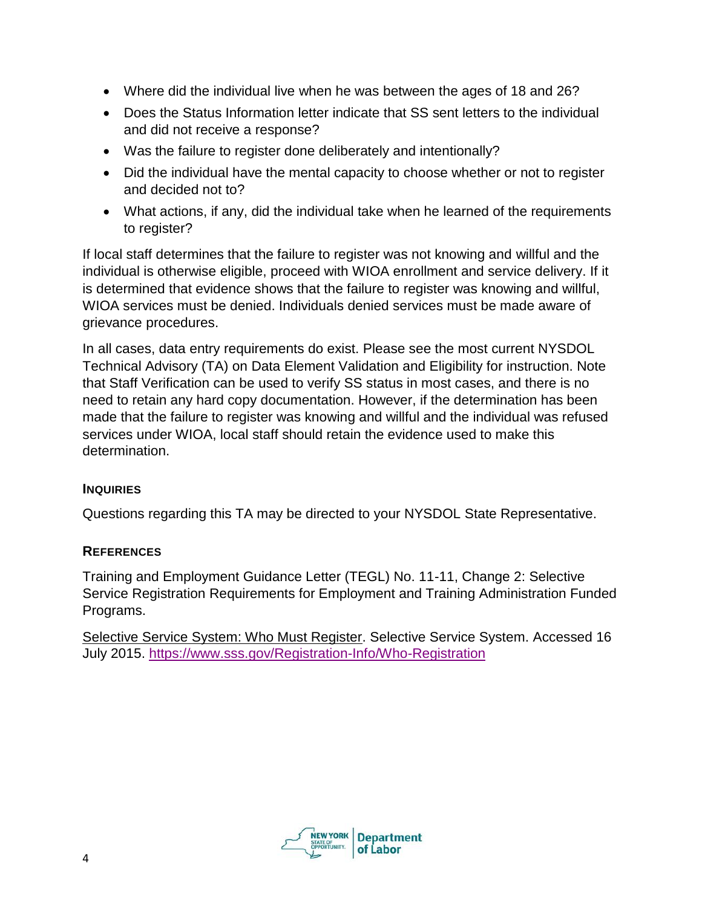- Where did the individual live when he was between the ages of 18 and 26?
- Does the Status Information letter indicate that SS sent letters to the individual and did not receive a response?
- Was the failure to register done deliberately and intentionally?
- Did the individual have the mental capacity to choose whether or not to register and decided not to?
- What actions, if any, did the individual take when he learned of the requirements to register?

If local staff determines that the failure to register was not knowing and willful and the individual is otherwise eligible, proceed with WIOA enrollment and service delivery. If it is determined that evidence shows that the failure to register was knowing and willful, WIOA services must be denied. Individuals denied services must be made aware of grievance procedures.

In all cases, data entry requirements do exist. Please see the most current NYSDOL Technical Advisory (TA) on Data Element Validation and Eligibility for instruction. Note that Staff Verification can be used to verify SS status in most cases, and there is no need to retain any hard copy documentation. However, if the determination has been made that the failure to register was knowing and willful and the individual was refused services under WIOA, local staff should retain the evidence used to make this determination.

### INQUIRIES

Questions regarding this TA may be directed to your NYSDOL State Representative.

### REFERENCES

Training and Employment Guidance Letter (TEGL) No. 11-11, Change 2: Selective Service Registration Requirements for Employment and Training Administration Funded Programs.

Selective Service System: Who Must Register. Selective Service System. Accessed 16 July 2015. https://www.sss.gov/Registration-Info/Who-Registration